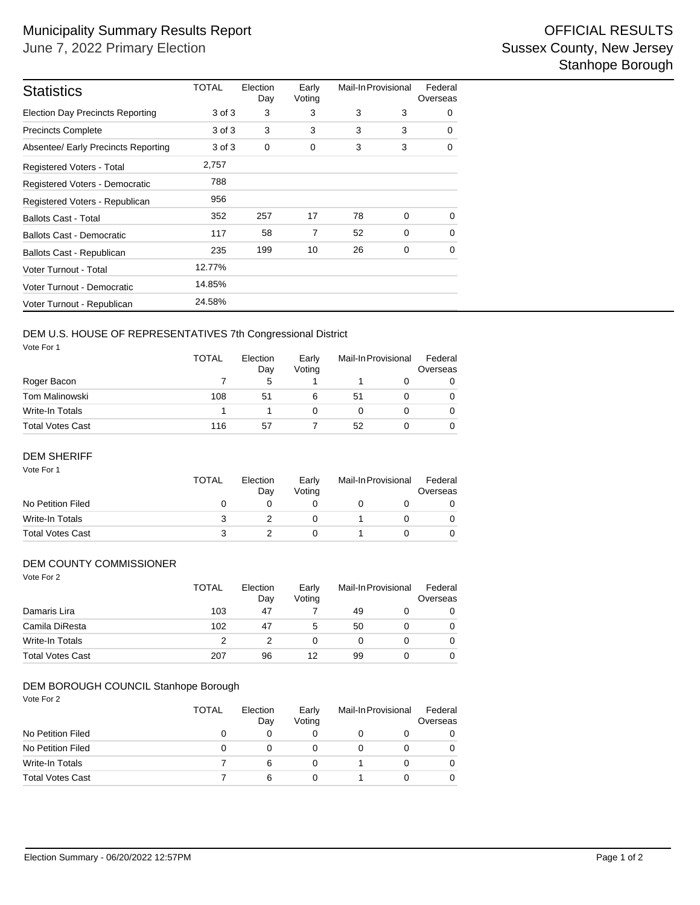# Municipality Summary Results Report

June 7, 2022 Primary Election

OFFICIAL RESULTS
Sussex County, New Jersey
Stanhope Borough

| Statistics | TOTAL | Election Day | Early Voting | Mail-In | Provisional | Federal Overseas |
|---|---|---|---|---|---|---|
| Election Day Precincts Reporting | 3 of 3 | 3 | 3 | 3 | 3 | 0 |
| Precincts Complete | 3 of 3 | 3 | 3 | 3 | 3 | 0 |
| Absentee/ Early Precincts Reporting | 3 of 3 | 0 | 0 | 3 | 3 | 0 |
| Registered Voters - Total | 2,757 | | | | | |
| Registered Voters - Democratic | 788 | | | | | |
| Registered Voters - Republican | 956 | | | | | |
| Ballots Cast - Total | 352 | 257 | 17 | 78 | 0 | 0 |
| Ballots Cast - Democratic | 117 | 58 | 7 | 52 | 0 | 0 |
| Ballots Cast - Republican | 235 | 199 | 10 | 26 | 0 | 0 |
| Voter Turnout - Total | 12.77% | | | | | |
| Voter Turnout - Democratic | 14.85% | | | | | |
| Voter Turnout - Republican | 24.58% | | | | | |

## DEM U.S. HOUSE OF REPRESENTATIVES 7th Congressional District

Vote For 1

| | TOTAL | Election Day | Early Voting | Mail-In | Provisional | Federal Overseas |
|---|---|---|---|---|---|---|
| Roger Bacon | 7 | 5 | 1 | 1 | 0 | 0 |
| Tom Malinowski | 108 | 51 | 6 | 51 | 0 | 0 |
| Write-In Totals | 1 | 1 | 0 | 0 | 0 | 0 |
| Total Votes Cast | 116 | 57 | 7 | 52 | 0 | 0 |

## DEM SHERIFF

Vote For 1

| | TOTAL | Election Day | Early Voting | Mail-In | Provisional | Federal Overseas |
|---|---|---|---|---|---|---|
| No Petition Filed | 0 | 0 | 0 | 0 | 0 | 0 |
| Write-In Totals | 3 | 2 | 0 | 1 | 0 | 0 |
| Total Votes Cast | 3 | 2 | 0 | 1 | 0 | 0 |

## DEM COUNTY COMMISSIONER

Vote For 2

| | TOTAL | Election Day | Early Voting | Mail-In | Provisional | Federal Overseas |
|---|---|---|---|---|---|---|
| Damaris Lira | 103 | 47 | 7 | 49 | 0 | 0 |
| Camila DiResta | 102 | 47 | 5 | 50 | 0 | 0 |
| Write-In Totals | 2 | 2 | 0 | 0 | 0 | 0 |
| Total Votes Cast | 207 | 96 | 12 | 99 | 0 | 0 |

## DEM BOROUGH COUNCIL Stanhope Borough

Vote For 2

| | TOTAL | Election Day | Early Voting | Mail-In | Provisional | Federal Overseas |
|---|---|---|---|---|---|---|
| No Petition Filed | 0 | 0 | 0 | 0 | 0 | 0 |
| No Petition Filed | 0 | 0 | 0 | 0 | 0 | 0 |
| Write-In Totals | 7 | 6 | 0 | 1 | 0 | 0 |
| Total Votes Cast | 7 | 6 | 0 | 1 | 0 | 0 |

Election Summary - 06/20/2022 12:57PM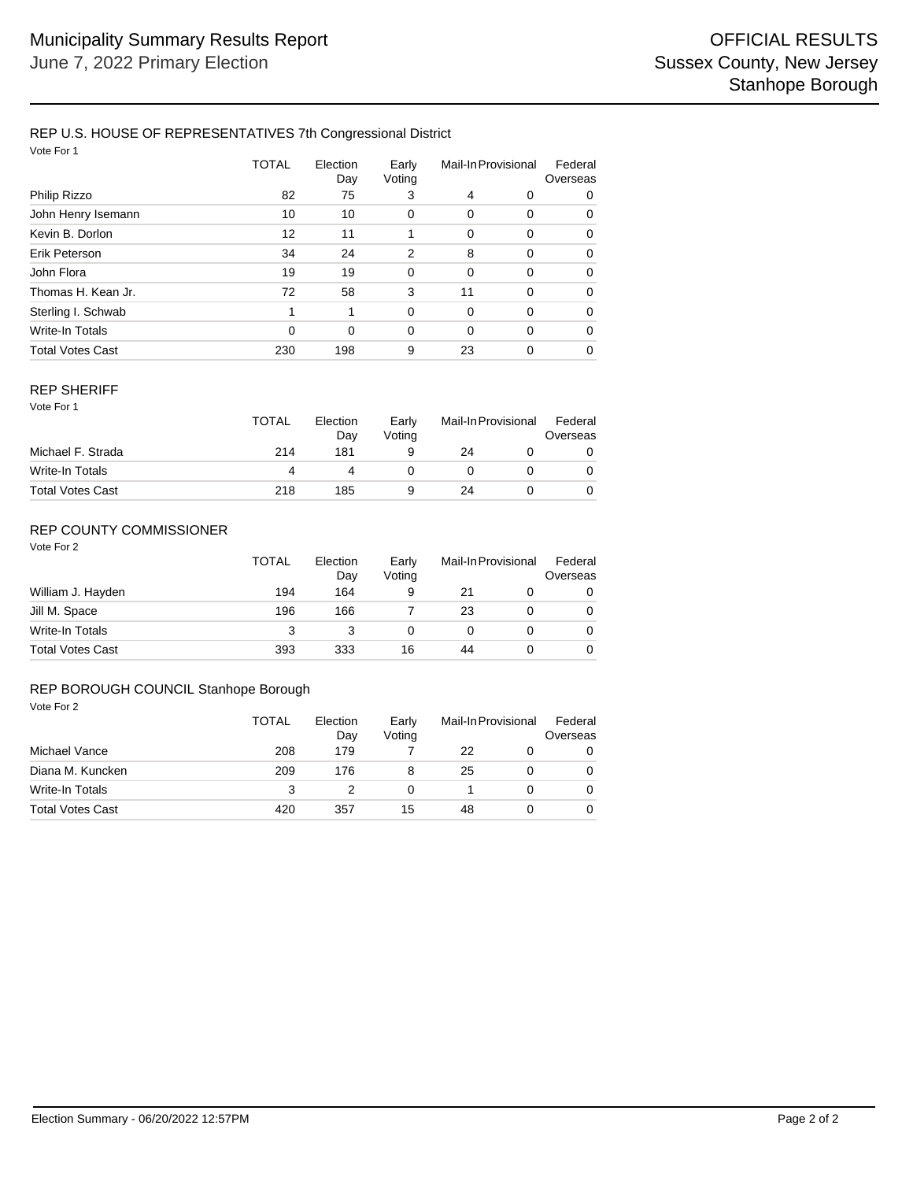# Municipality Summary Results Report

June 7, 2022 Primary Election

OFFICIAL RESULTS
Sussex County, New Jersey
Stanhope Borough

## REP U.S. HOUSE OF REPRESENTATIVES 7th Congressional District

Vote For 1

| | TOTAL | Election Day | Early Voting | Mail-In | Provisional | Federal Overseas |
|---|---|---|---|---|---|---|
| Philip Rizzo | 82 | 75 | 3 | 4 | 0 | 0 |
| John Henry Isemann | 10 | 10 | 0 | 0 | 0 | 0 |
| Kevin B. Dorlon | 12 | 11 | 1 | 0 | 0 | 0 |
| Erik Peterson | 34 | 24 | 2 | 8 | 0 | 0 |
| John Flora | 19 | 19 | 0 | 0 | 0 | 0 |
| Thomas H. Kean Jr. | 72 | 58 | 3 | 11 | 0 | 0 |
| Sterling I. Schwab | 1 | 1 | 0 | 0 | 0 | 0 |
| Write-In Totals | 0 | 0 | 0 | 0 | 0 | 0 |
| Total Votes Cast | 230 | 198 | 9 | 23 | 0 | 0 |

## REP SHERIFF

Vote For 1

| | TOTAL | Election Day | Early Voting | Mail-In | Provisional | Federal Overseas |
|---|---|---|---|---|---|---|
| Michael F. Strada | 214 | 181 | 9 | 24 | 0 | 0 |
| Write-In Totals | 4 | 4 | 0 | 0 | 0 | 0 |
| Total Votes Cast | 218 | 185 | 9 | 24 | 0 | 0 |

## REP COUNTY COMMISSIONER

Vote For 2

| | TOTAL | Election Day | Early Voting | Mail-In | Provisional | Federal Overseas |
|---|---|---|---|---|---|---|
| William J. Hayden | 194 | 164 | 9 | 21 | 0 | 0 |
| Jill M. Space | 196 | 166 | 7 | 23 | 0 | 0 |
| Write-In Totals | 3 | 3 | 0 | 0 | 0 | 0 |
| Total Votes Cast | 393 | 333 | 16 | 44 | 0 | 0 |

## REP BOROUGH COUNCIL Stanhope Borough

Vote For 2

| | TOTAL | Election Day | Early Voting | Mail-In | Provisional | Federal Overseas |
|---|---|---|---|---|---|---|
| Michael Vance | 208 | 179 | 7 | 22 | 0 | 0 |
| Diana M. Kuncken | 209 | 176 | 8 | 25 | 0 | 0 |
| Write-In Totals | 3 | 2 | 0 | 1 | 0 | 0 |
| Total Votes Cast | 420 | 357 | 15 | 48 | 0 | 0 |

Election Summary - 06/20/2022 12:57PM